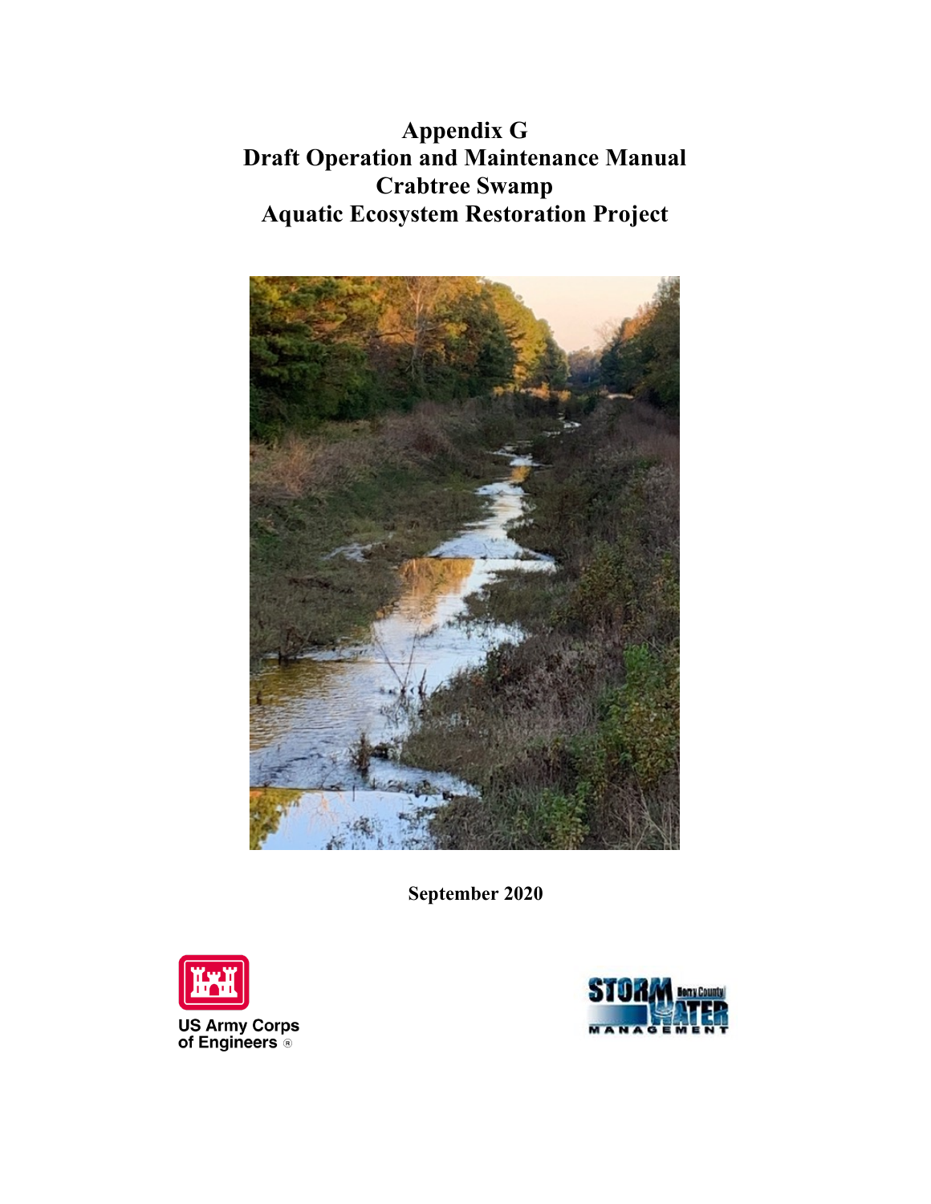# Appendix G
# Draft Operation and Maintenance Manual
# Crabtree Swamp
# Aquatic Ecosystem Restoration Project

**September 2020**

US Army Corps of Engineers

Horry County Storm Water Management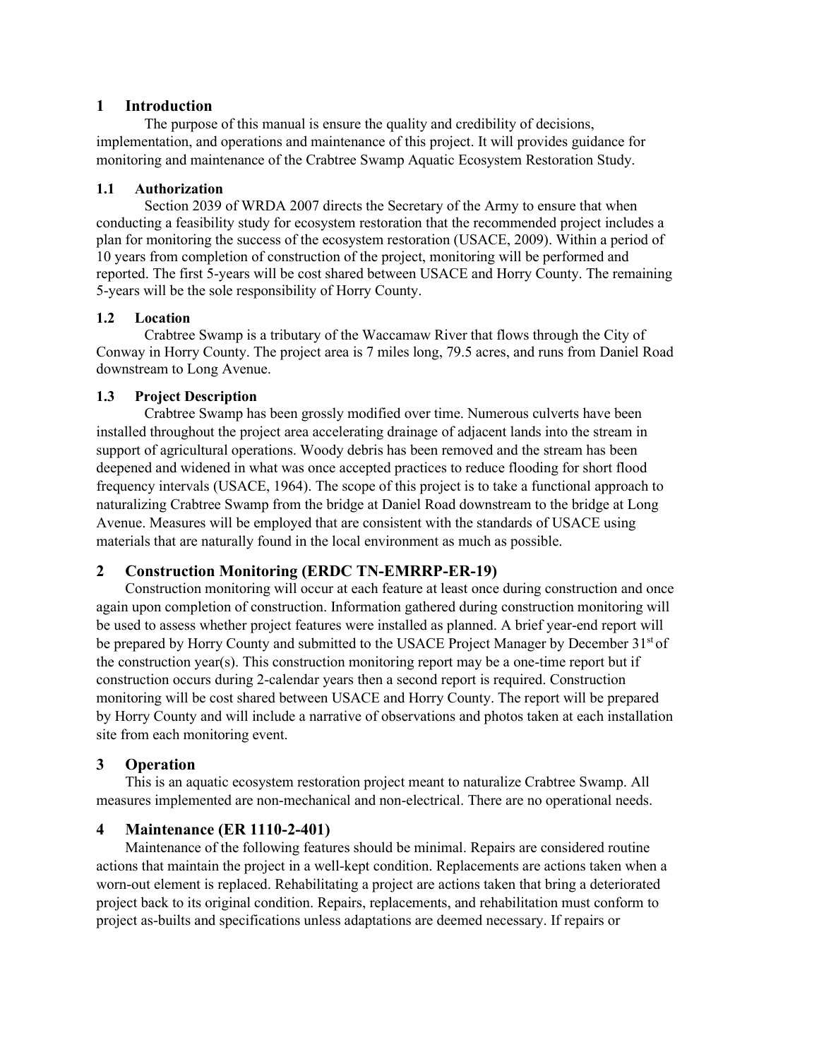# 1 Introduction

The purpose of this manual is ensure the quality and credibility of decisions, implementation, and operations and maintenance of this project. It will provides guidance for monitoring and maintenance of the Crabtree Swamp Aquatic Ecosystem Restoration Study.

## 1.1 Authorization

Section 2039 of WRDA 2007 directs the Secretary of the Army to ensure that when conducting a feasibility study for ecosystem restoration that the recommended project includes a plan for monitoring the success of the ecosystem restoration (USACE, 2009). Within a period of 10 years from completion of construction of the project, monitoring will be performed and reported. The first 5-years will be cost shared between USACE and Horry County. The remaining 5-years will be the sole responsibility of Horry County.

## 1.2 Location

Crabtree Swamp is a tributary of the Waccamaw River that flows through the City of Conway in Horry County. The project area is 7 miles long, 79.5 acres, and runs from Daniel Road downstream to Long Avenue.

## 1.3 Project Description

Crabtree Swamp has been grossly modified over time. Numerous culverts have been installed throughout the project area accelerating drainage of adjacent lands into the stream in support of agricultural operations. Woody debris has been removed and the stream has been deepened and widened in what was once accepted practices to reduce flooding for short flood frequency intervals (USACE, 1964). The scope of this project is to take a functional approach to naturalizing Crabtree Swamp from the bridge at Daniel Road downstream to the bridge at Long Avenue. Measures will be employed that are consistent with the standards of USACE using materials that are naturally found in the local environment as much as possible.

# 2 Construction Monitoring (ERDC TN-EMRRP-ER-19)

Construction monitoring will occur at each feature at least once during construction and once again upon completion of construction. Information gathered during construction monitoring will be used to assess whether project features were installed as planned. A brief year-end report will be prepared by Horry County and submitted to the USACE Project Manager by December 31st of the construction year(s). This construction monitoring report may be a one-time report but if construction occurs during 2-calendar years then a second report is required. Construction monitoring will be cost shared between USACE and Horry County. The report will be prepared by Horry County and will include a narrative of observations and photos taken at each installation site from each monitoring event.

# 3 Operation

This is an aquatic ecosystem restoration project meant to naturalize Crabtree Swamp. All measures implemented are non-mechanical and non-electrical. There are no operational needs.

# 4 Maintenance (ER 1110-2-401)

Maintenance of the following features should be minimal. Repairs are considered routine actions that maintain the project in a well-kept condition. Replacements are actions taken when a worn-out element is replaced. Rehabilitating a project are actions taken that bring a deteriorated project back to its original condition. Repairs, replacements, and rehabilitation must conform to project as-builts and specifications unless adaptations are deemed necessary. If repairs or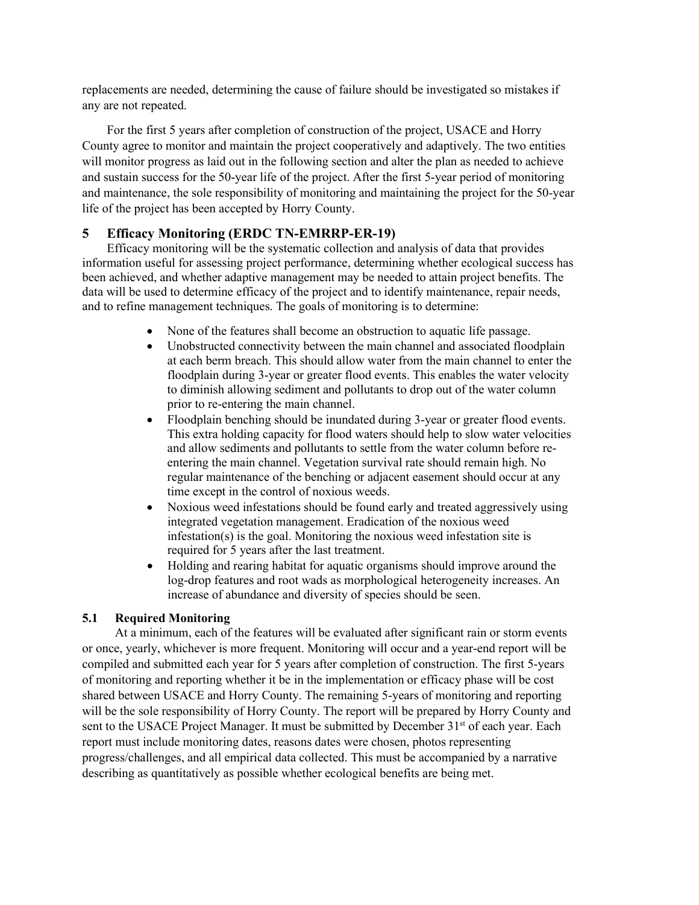replacements are needed, determining the cause of failure should be investigated so mistakes if any are not repeated.

For the first 5 years after completion of construction of the project, USACE and Horry County agree to monitor and maintain the project cooperatively and adaptively. The two entities will monitor progress as laid out in the following section and alter the plan as needed to achieve and sustain success for the 50-year life of the project. After the first 5-year period of monitoring and maintenance, the sole responsibility of monitoring and maintaining the project for the 50-year life of the project has been accepted by Horry County.

## 5 Efficacy Monitoring (ERDC TN-EMRRP-ER-19)

Efficacy monitoring will be the systematic collection and analysis of data that provides information useful for assessing project performance, determining whether ecological success has been achieved, and whether adaptive management may be needed to attain project benefits. The data will be used to determine efficacy of the project and to identify maintenance, repair needs, and to refine management techniques. The goals of monitoring is to determine:

- None of the features shall become an obstruction to aquatic life passage.
- Unobstructed connectivity between the main channel and associated floodplain at each berm breach. This should allow water from the main channel to enter the floodplain during 3-year or greater flood events. This enables the water velocity to diminish allowing sediment and pollutants to drop out of the water column prior to re-entering the main channel.
- Floodplain benching should be inundated during 3-year or greater flood events. This extra holding capacity for flood waters should help to slow water velocities and allow sediments and pollutants to settle from the water column before re-entering the main channel. Vegetation survival rate should remain high. No regular maintenance of the benching or adjacent easement should occur at any time except in the control of noxious weeds.
- Noxious weed infestations should be found early and treated aggressively using integrated vegetation management. Eradication of the noxious weed infestation(s) is the goal. Monitoring the noxious weed infestation site is required for 5 years after the last treatment.
- Holding and rearing habitat for aquatic organisms should improve around the log-drop features and root wads as morphological heterogeneity increases. An increase of abundance and diversity of species should be seen.

### 5.1 Required Monitoring

At a minimum, each of the features will be evaluated after significant rain or storm events or once, yearly, whichever is more frequent. Monitoring will occur and a year-end report will be compiled and submitted each year for 5 years after completion of construction. The first 5-years of monitoring and reporting whether it be in the implementation or efficacy phase will be cost shared between USACE and Horry County. The remaining 5-years of monitoring and reporting will be the sole responsibility of Horry County. The report will be prepared by Horry County and sent to the USACE Project Manager. It must be submitted by December 31st of each year. Each report must include monitoring dates, reasons dates were chosen, photos representing progress/challenges, and all empirical data collected. This must be accompanied by a narrative describing as quantitatively as possible whether ecological benefits are being met.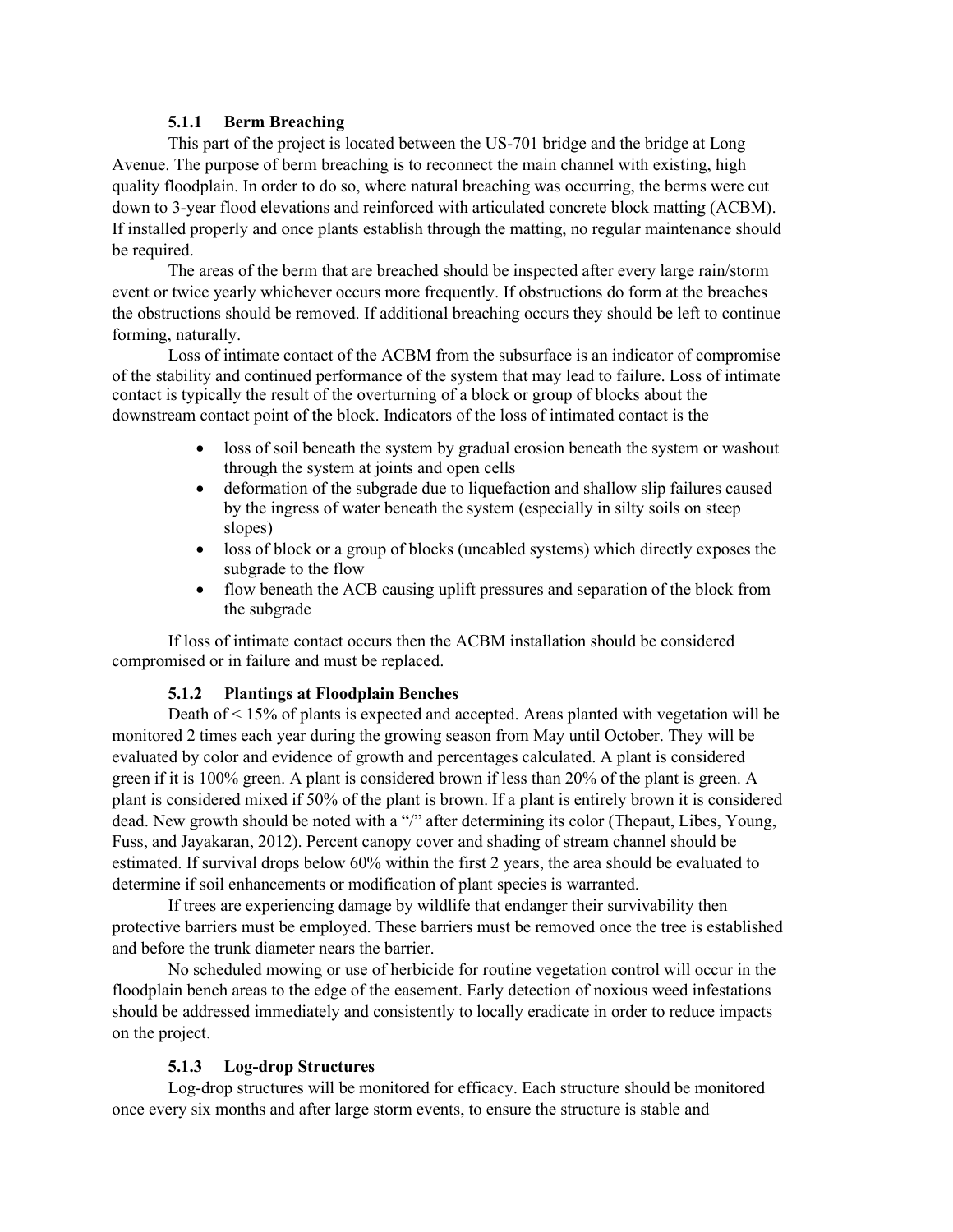### 5.1.1 Berm Breaching

This part of the project is located between the US-701 bridge and the bridge at Long Avenue. The purpose of berm breaching is to reconnect the main channel with existing, high quality floodplain. In order to do so, where natural breaching was occurring, the berms were cut down to 3-year flood elevations and reinforced with articulated concrete block matting (ACBM). If installed properly and once plants establish through the matting, no regular maintenance should be required.

The areas of the berm that are breached should be inspected after every large rain/storm event or twice yearly whichever occurs more frequently. If obstructions do form at the breaches the obstructions should be removed. If additional breaching occurs they should be left to continue forming, naturally.

Loss of intimate contact of the ACBM from the subsurface is an indicator of compromise of the stability and continued performance of the system that may lead to failure. Loss of intimate contact is typically the result of the overturning of a block or group of blocks about the downstream contact point of the block. Indicators of the loss of intimated contact is the

- loss of soil beneath the system by gradual erosion beneath the system or washout through the system at joints and open cells
- deformation of the subgrade due to liquefaction and shallow slip failures caused by the ingress of water beneath the system (especially in silty soils on steep slopes)
- loss of block or a group of blocks (uncabled systems) which directly exposes the subgrade to the flow
- flow beneath the ACB causing uplift pressures and separation of the block from the subgrade

If loss of intimate contact occurs then the ACBM installation should be considered compromised or in failure and must be replaced.

### 5.1.2 Plantings at Floodplain Benches

Death of < 15% of plants is expected and accepted. Areas planted with vegetation will be monitored 2 times each year during the growing season from May until October. They will be evaluated by color and evidence of growth and percentages calculated. A plant is considered green if it is 100% green. A plant is considered brown if less than 20% of the plant is green. A plant is considered mixed if 50% of the plant is brown. If a plant is entirely brown it is considered dead. New growth should be noted with a "/" after determining its color (Thepaut, Libes, Young, Fuss, and Jayakaran, 2012). Percent canopy cover and shading of stream channel should be estimated. If survival drops below 60% within the first 2 years, the area should be evaluated to determine if soil enhancements or modification of plant species is warranted.

If trees are experiencing damage by wildlife that endanger their survivability then protective barriers must be employed. These barriers must be removed once the tree is established and before the trunk diameter nears the barrier.

No scheduled mowing or use of herbicide for routine vegetation control will occur in the floodplain bench areas to the edge of the easement. Early detection of noxious weed infestations should be addressed immediately and consistently to locally eradicate in order to reduce impacts on the project.

### 5.1.3 Log-drop Structures

Log-drop structures will be monitored for efficacy. Each structure should be monitored once every six months and after large storm events, to ensure the structure is stable and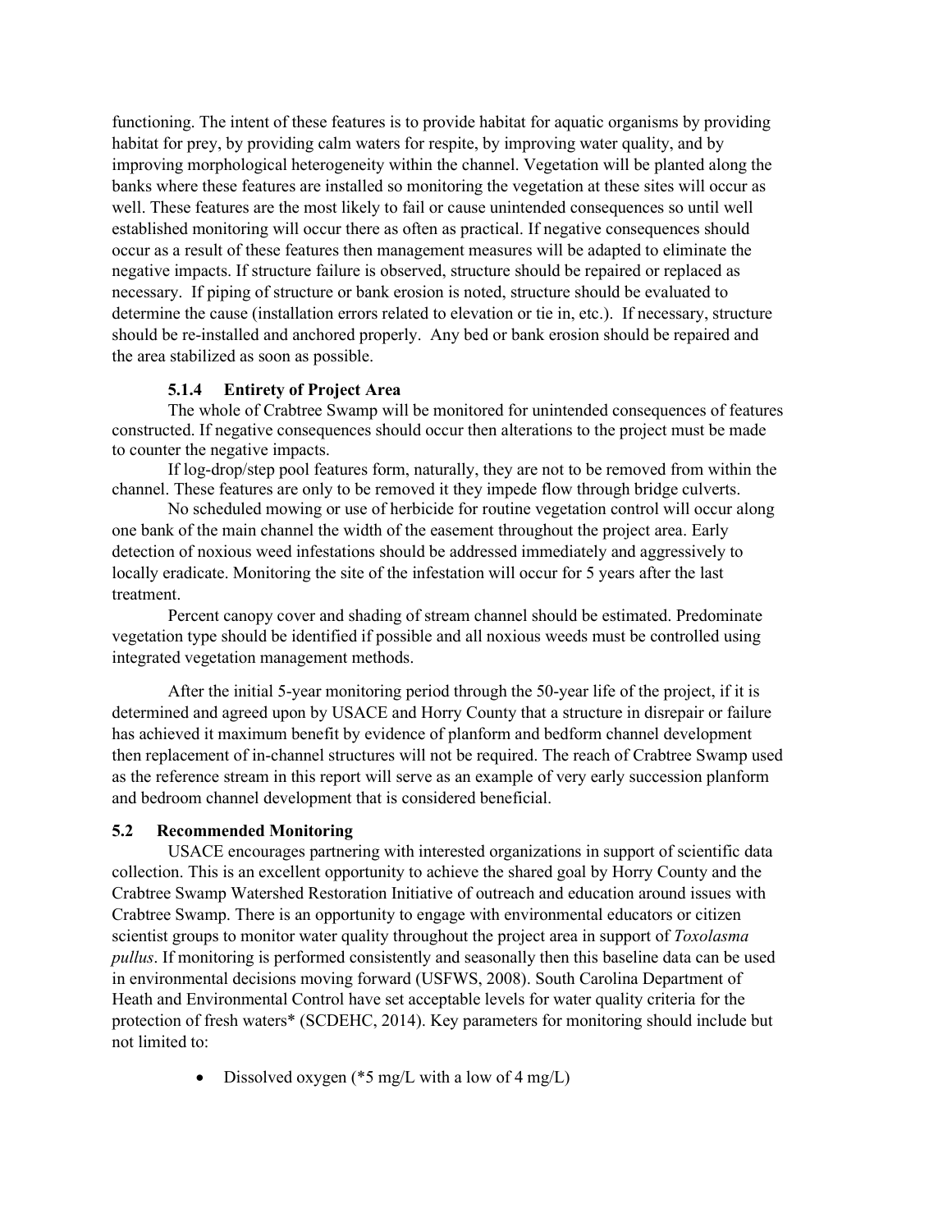functioning. The intent of these features is to provide habitat for aquatic organisms by providing habitat for prey, by providing calm waters for respite, by improving water quality, and by improving morphological heterogeneity within the channel. Vegetation will be planted along the banks where these features are installed so monitoring the vegetation at these sites will occur as well. These features are the most likely to fail or cause unintended consequences so until well established monitoring will occur there as often as practical. If negative consequences should occur as a result of these features then management measures will be adapted to eliminate the negative impacts. If structure failure is observed, structure should be repaired or replaced as necessary. If piping of structure or bank erosion is noted, structure should be evaluated to determine the cause (installation errors related to elevation or tie in, etc.). If necessary, structure should be re-installed and anchored properly. Any bed or bank erosion should be repaired and the area stabilized as soon as possible.

#### 5.1.4 Entirety of Project Area

The whole of Crabtree Swamp will be monitored for unintended consequences of features constructed. If negative consequences should occur then alterations to the project must be made to counter the negative impacts.

If log-drop/step pool features form, naturally, they are not to be removed from within the channel. These features are only to be removed it they impede flow through bridge culverts.

No scheduled mowing or use of herbicide for routine vegetation control will occur along one bank of the main channel the width of the easement throughout the project area. Early detection of noxious weed infestations should be addressed immediately and aggressively to locally eradicate. Monitoring the site of the infestation will occur for 5 years after the last treatment.

Percent canopy cover and shading of stream channel should be estimated. Predominate vegetation type should be identified if possible and all noxious weeds must be controlled using integrated vegetation management methods.

After the initial 5-year monitoring period through the 50-year life of the project, if it is determined and agreed upon by USACE and Horry County that a structure in disrepair or failure has achieved it maximum benefit by evidence of planform and bedform channel development then replacement of in-channel structures will not be required. The reach of Crabtree Swamp used as the reference stream in this report will serve as an example of very early succession planform and bedroom channel development that is considered beneficial.

### 5.2 Recommended Monitoring

USACE encourages partnering with interested organizations in support of scientific data collection. This is an excellent opportunity to achieve the shared goal by Horry County and the Crabtree Swamp Watershed Restoration Initiative of outreach and education around issues with Crabtree Swamp. There is an opportunity to engage with environmental educators or citizen scientist groups to monitor water quality throughout the project area in support of *Toxolasma pullus*. If monitoring is performed consistently and seasonally then this baseline data can be used in environmental decisions moving forward (USFWS, 2008). South Carolina Department of Heath and Environmental Control have set acceptable levels for water quality criteria for the protection of fresh waters* (SCDEHC, 2014). Key parameters for monitoring should include but not limited to:

- Dissolved oxygen (*5 mg/L with a low of 4 mg/L)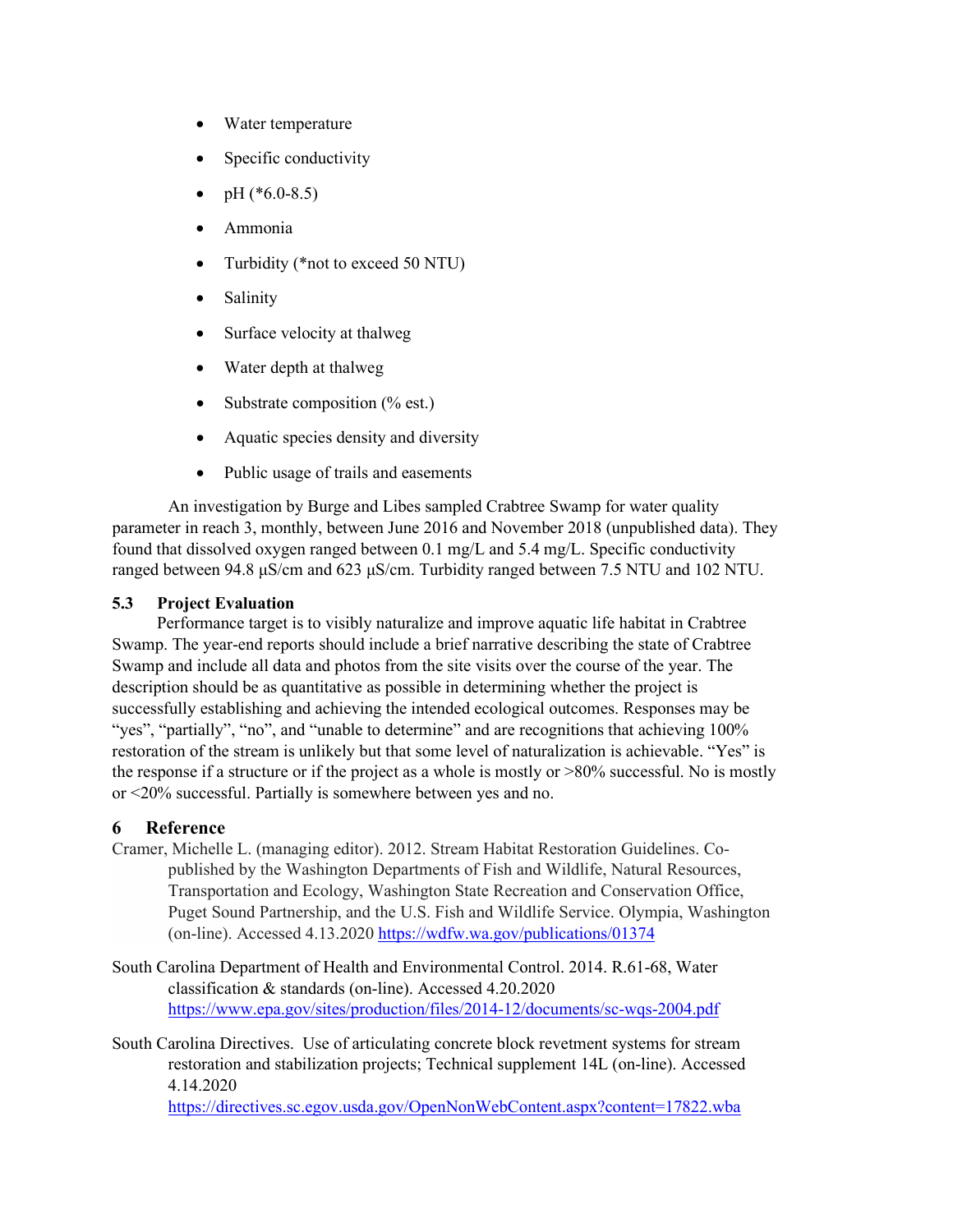- Water temperature
- Specific conductivity
- pH (*6.0-8.5)
- Ammonia
- Turbidity (*not to exceed 50 NTU)
- Salinity
- Surface velocity at thalweg
- Water depth at thalweg
- Substrate composition (% est.)
- Aquatic species density and diversity
- Public usage of trails and easements

An investigation by Burge and Libes sampled Crabtree Swamp for water quality parameter in reach 3, monthly, between June 2016 and November 2018 (unpublished data). They found that dissolved oxygen ranged between 0.1 mg/L and 5.4 mg/L. Specific conductivity ranged between 94.8 μS/cm and 623 μS/cm. Turbidity ranged between 7.5 NTU and 102 NTU.

### 5.3 Project Evaluation

Performance target is to visibly naturalize and improve aquatic life habitat in Crabtree Swamp. The year-end reports should include a brief narrative describing the state of Crabtree Swamp and include all data and photos from the site visits over the course of the year. The description should be as quantitative as possible in determining whether the project is successfully establishing and achieving the intended ecological outcomes. Responses may be "yes", "partially", "no", and "unable to determine" and are recognitions that achieving 100% restoration of the stream is unlikely but that some level of naturalization is achievable. "Yes" is the response if a structure or if the project as a whole is mostly or >80% successful. No is mostly or <20% successful. Partially is somewhere between yes and no.

## 6 Reference

Cramer, Michelle L. (managing editor). 2012. Stream Habitat Restoration Guidelines. Co-published by the Washington Departments of Fish and Wildlife, Natural Resources, Transportation and Ecology, Washington State Recreation and Conservation Office, Puget Sound Partnership, and the U.S. Fish and Wildlife Service. Olympia, Washington (on-line). Accessed 4.13.2020 https://wdfw.wa.gov/publications/01374

South Carolina Department of Health and Environmental Control. 2014. R.61-68, Water classification & standards (on-line). Accessed 4.20.2020 https://www.epa.gov/sites/production/files/2014-12/documents/sc-wqs-2004.pdf

South Carolina Directives. Use of articulating concrete block revetment systems for stream restoration and stabilization projects; Technical supplement 14L (on-line). Accessed 4.14.2020 https://directives.sc.egov.usda.gov/OpenNonWebContent.aspx?content=17822.wba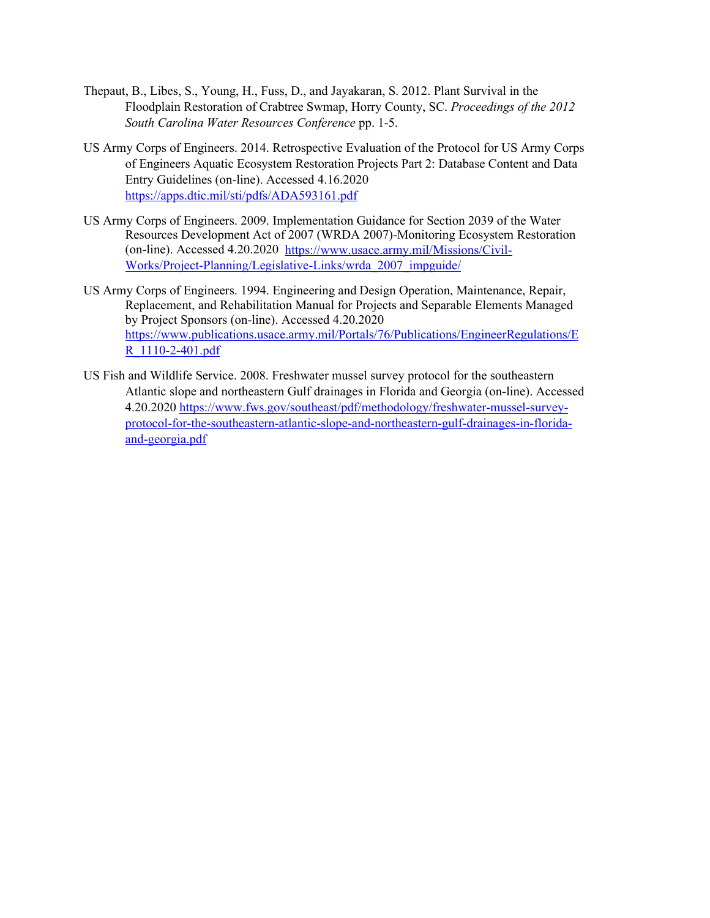Thepaut, B., Libes, S., Young, H., Fuss, D., and Jayakaran, S. 2012. Plant Survival in the Floodplain Restoration of Crabtree Swmap, Horry County, SC. *Proceedings of the 2012 South Carolina Water Resources Conference* pp. 1-5.

US Army Corps of Engineers. 2014. Retrospective Evaluation of the Protocol for US Army Corps of Engineers Aquatic Ecosystem Restoration Projects Part 2: Database Content and Data Entry Guidelines (on-line). Accessed 4.16.2020 https://apps.dtic.mil/sti/pdfs/ADA593161.pdf

US Army Corps of Engineers. 2009. Implementation Guidance for Section 2039 of the Water Resources Development Act of 2007 (WRDA 2007)-Monitoring Ecosystem Restoration (on-line). Accessed 4.20.2020 https://www.usace.army.mil/Missions/Civil-Works/Project-Planning/Legislative-Links/wrda_2007_impguide/

US Army Corps of Engineers. 1994. Engineering and Design Operation, Maintenance, Repair, Replacement, and Rehabilitation Manual for Projects and Separable Elements Managed by Project Sponsors (on-line). Accessed 4.20.2020 https://www.publications.usace.army.mil/Portals/76/Publications/EngineerRegulations/ER_1110-2-401.pdf

US Fish and Wildlife Service. 2008. Freshwater mussel survey protocol for the southeastern Atlantic slope and northeastern Gulf drainages in Florida and Georgia (on-line). Accessed 4.20.2020 https://www.fws.gov/southeast/pdf/methodology/freshwater-mussel-survey-protocol-for-the-southeastern-atlantic-slope-and-northeastern-gulf-drainages-in-florida-and-georgia.pdf